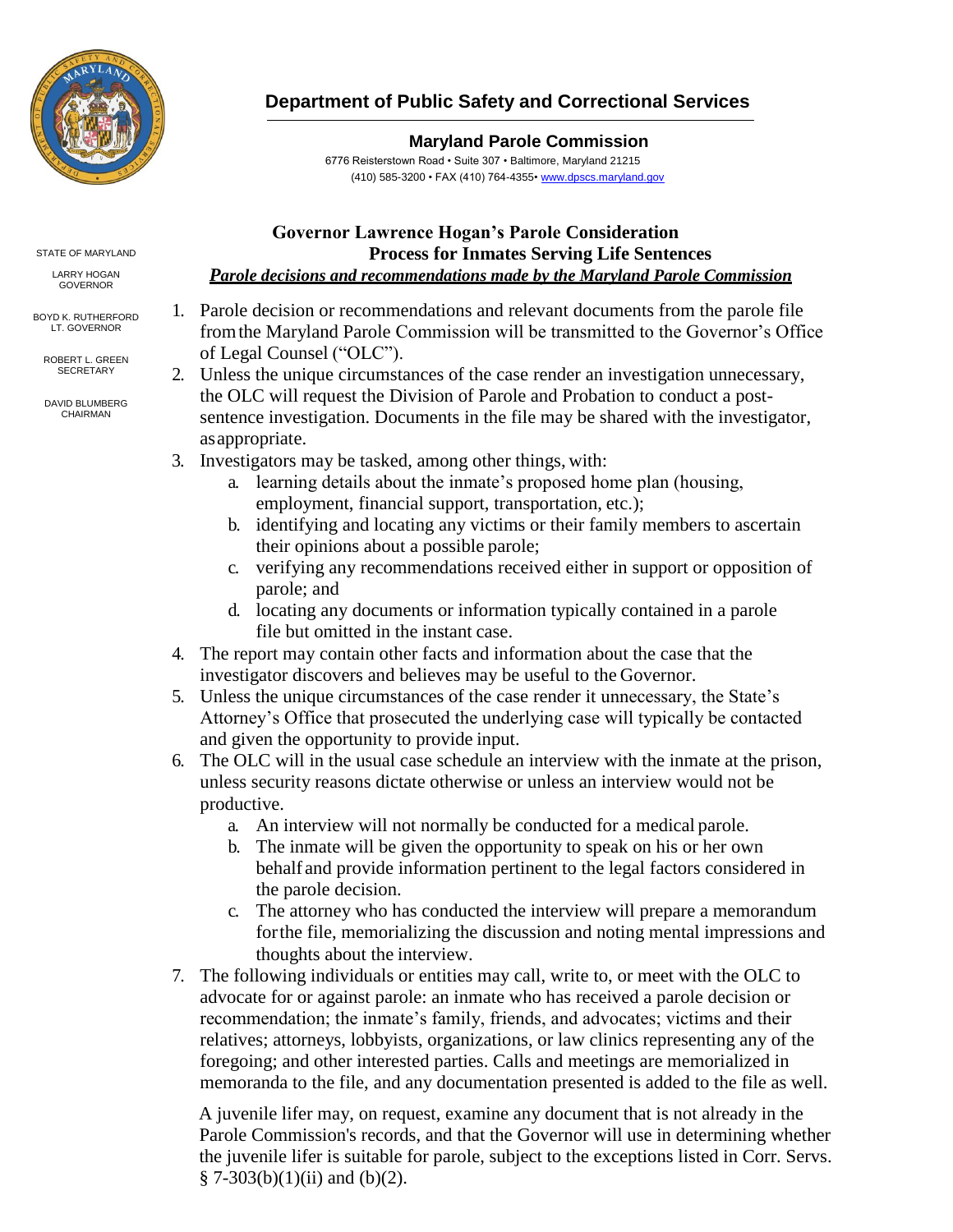## Department of Public Safety and Correctional Services

**Maryland Parole Commission**

6776 Reisterstown Road • Suite 307 • Baltimore, Maryland 21215
(410) 585-3200 • FAX (410) 764-4355• www.dpscs.maryland.gov

STATE OF MARYLAND

LARRY HOGAN
GOVERNOR

BOYD K. RUTHERFORD
LT. GOVERNOR

ROBERT L. GREEN
SECRETARY

DAVID BLUMBERG
CHAIRMAN

### Governor Lawrence Hogan's Parole Consideration Process for Inmates Serving Life Sentences

***Parole decisions and recommendations made by the Maryland Parole Commission***

1. Parole decision or recommendations and relevant documents from the parole file from the Maryland Parole Commission will be transmitted to the Governor's Office of Legal Counsel ("OLC").
2. Unless the unique circumstances of the case render an investigation unnecessary, the OLC will request the Division of Parole and Probation to conduct a post-sentence investigation. Documents in the file may be shared with the investigator, as appropriate.
3. Investigators may be tasked, among other things, with:
   a. learning details about the inmate's proposed home plan (housing, employment, financial support, transportation, etc.);
   b. identifying and locating any victims or their family members to ascertain their opinions about a possible parole;
   c. verifying any recommendations received either in support or opposition of parole; and
   d. locating any documents or information typically contained in a parole file but omitted in the instant case.
4. The report may contain other facts and information about the case that the investigator discovers and believes may be useful to the Governor.
5. Unless the unique circumstances of the case render it unnecessary, the State's Attorney's Office that prosecuted the underlying case will typically be contacted and given the opportunity to provide input.
6. The OLC will in the usual case schedule an interview with the inmate at the prison, unless security reasons dictate otherwise or unless an interview would not be productive.
   a. An interview will not normally be conducted for a medical parole.
   b. The inmate will be given the opportunity to speak on his or her own behalf and provide information pertinent to the legal factors considered in the parole decision.
   c. The attorney who has conducted the interview will prepare a memorandum for the file, memorializing the discussion and noting mental impressions and thoughts about the interview.
7. The following individuals or entities may call, write to, or meet with the OLC to advocate for or against parole: an inmate who has received a parole decision or recommendation; the inmate's family, friends, and advocates; victims and their relatives; attorneys, lobbyists, organizations, or law clinics representing any of the foregoing; and other interested parties. Calls and meetings are memorialized in memoranda to the file, and any documentation presented is added to the file as well.

   A juvenile lifer may, on request, examine any document that is not already in the Parole Commission's records, and that the Governor will use in determining whether the juvenile lifer is suitable for parole, subject to the exceptions listed in Corr. Servs. § 7-303(b)(1)(ii) and (b)(2).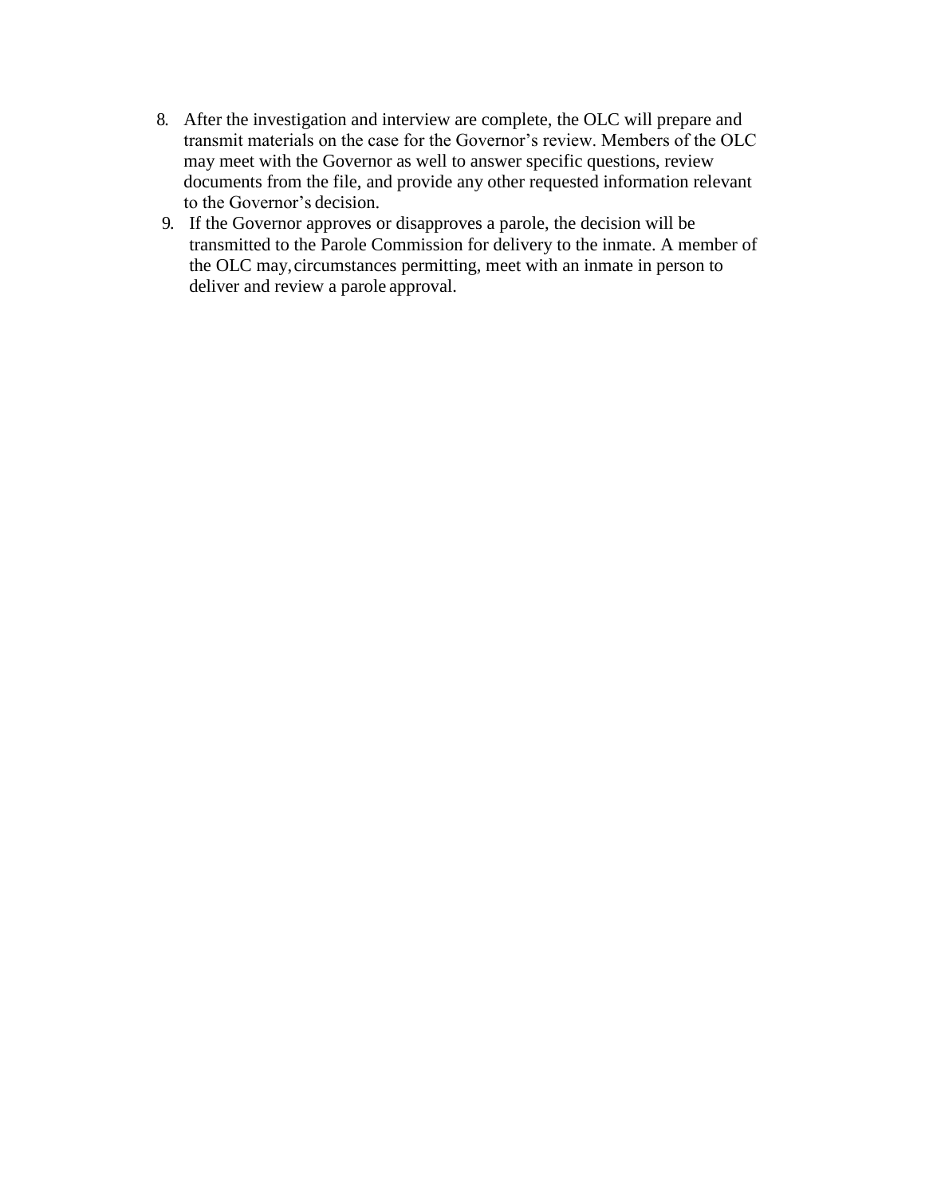8. After the investigation and interview are complete, the OLC will prepare and transmit materials on the case for the Governor's review. Members of the OLC may meet with the Governor as well to answer specific questions, review documents from the file, and provide any other requested information relevant to the Governor's decision.
9. If the Governor approves or disapproves a parole, the decision will be transmitted to the Parole Commission for delivery to the inmate. A member of the OLC may, circumstances permitting, meet with an inmate in person to deliver and review a parole approval.